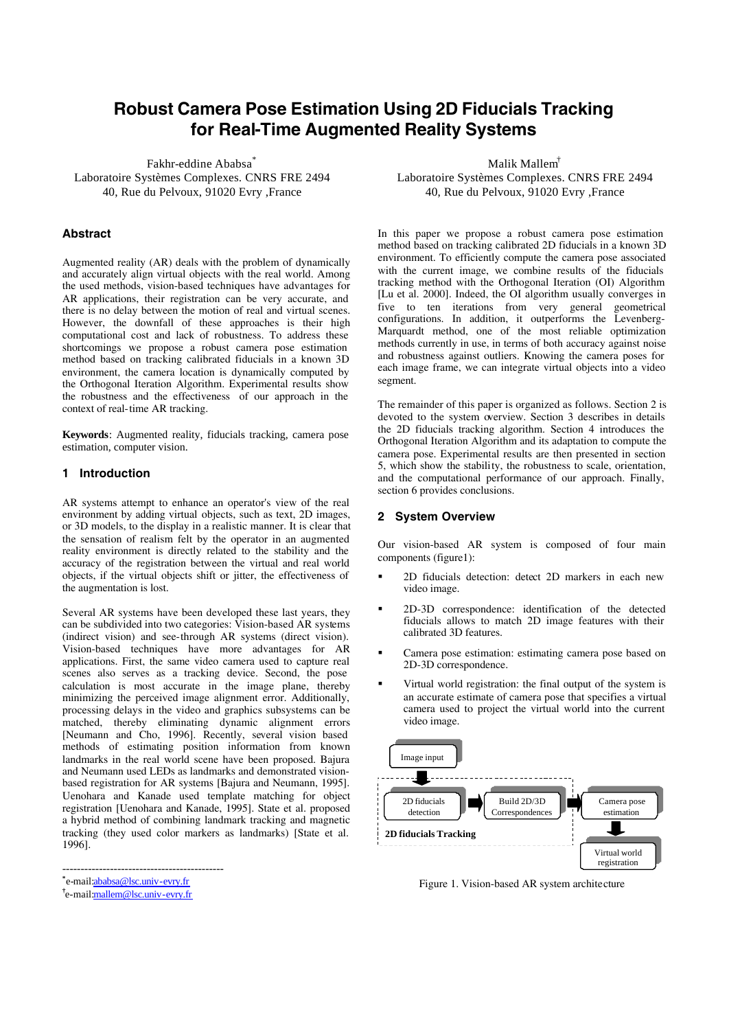# Robust Camera Pose Estimation Using 2D Fiducials Tracking for Real-Time Augmented Reality Systems

Fakhr-eddine Ababsa*
Laboratoire Systèmes Complexes. CNRS FRE 2494
40, Rue du Pelvoux, 91020 Evry ,France

Malik Mallem†
Laboratoire Systèmes Complexes. CNRS FRE 2494
40, Rue du Pelvoux, 91020 Evry ,France

## Abstract

Augmented reality (AR) deals with the problem of dynamically and accurately align virtual objects with the real world. Among the used methods, vision-based techniques have advantages for AR applications, their registration can be very accurate, and there is no delay between the motion of real and virtual scenes. However, the downfall of these approaches is their high computational cost and lack of robustness. To address these shortcomings we propose a robust camera pose estimation method based on tracking calibrated fiducials in a known 3D environment, the camera location is dynamically computed by the Orthogonal Iteration Algorithm. Experimental results show the robustness and the effectiveness of our approach in the context of real-time AR tracking.

**Keywords**: Augmented reality, fiducials tracking, camera pose estimation, computer vision.

## 1 Introduction

AR systems attempt to enhance an operator's view of the real environment by adding virtual objects, such as text, 2D images, or 3D models, to the display in a realistic manner. It is clear that the sensation of realism felt by the operator in an augmented reality environment is directly related to the stability and the accuracy of the registration between the virtual and real world objects, if the virtual objects shift or jitter, the effectiveness of the augmentation is lost.

Several AR systems have been developed these last years, they can be subdivided into two categories: Vision-based AR systems (indirect vision) and see-through AR systems (direct vision). Vision-based techniques have more advantages for AR applications. First, the same video camera used to capture real scenes also serves as a tracking device. Second, the pose calculation is most accurate in the image plane, thereby minimizing the perceived image alignment error. Additionally, processing delays in the video and graphics subsystems can be matched, thereby eliminating dynamic alignment errors [Neumann and Cho, 1996]. Recently, several vision based methods of estimating position information from known landmarks in the real world scene have been proposed. Bajura and Neumann used LEDs as landmarks and demonstrated vision-based registration for AR systems [Bajura and Neumann, 1995]. Uenohara and Kanade used template matching for object registration [Uenohara and Kanade, 1995]. State et al. proposed a hybrid method of combining landmark tracking and magnetic tracking (they used color markers as landmarks) [State et al. 1996].

In this paper we propose a robust camera pose estimation method based on tracking calibrated 2D fiducials in a known 3D environment. To efficiently compute the camera pose associated with the current image, we combine results of the fiducials tracking method with the Orthogonal Iteration (OI) Algorithm [Lu et al. 2000]. Indeed, the OI algorithm usually converges in five to ten iterations from very general geometrical configurations. In addition, it outperforms the Levenberg-Marquardt method, one of the most reliable optimization methods currently in use, in terms of both accuracy against noise and robustness against outliers. Knowing the camera poses for each image frame, we can integrate virtual objects into a video segment.

The remainder of this paper is organized as follows. Section 2 is devoted to the system overview. Section 3 describes in details the 2D fiducials tracking algorithm. Section 4 introduces the Orthogonal Iteration Algorithm and its adaptation to compute the camera pose. Experimental results are then presented in section 5, which show the stability, the robustness to scale, orientation, and the computational performance of our approach. Finally, section 6 provides conclusions.

## 2 System Overview

Our vision-based AR system is composed of four main components (figure1):

- 2D fiducials detection: detect 2D markers in each new video image.
- 2D-3D correspondence: identification of the detected fiducials allows to match 2D image features with their calibrated 3D features.
- Camera pose estimation: estimating camera pose based on 2D-3D correspondence.
- Virtual world registration: the final output of the system is an accurate estimate of camera pose that specifies a virtual camera used to project the virtual world into the current video image.

Image input → [2D fiducials detection → Build 2D/3D Correspondences] (2D fiducials Tracking) → Camera pose estimation → Virtual world registration

Figure 1. Vision-based AR system architecture

---

*e-mail:ababsa@lsc.univ-evry.fr
†e-mail:mallem@lsc.univ-evry.fr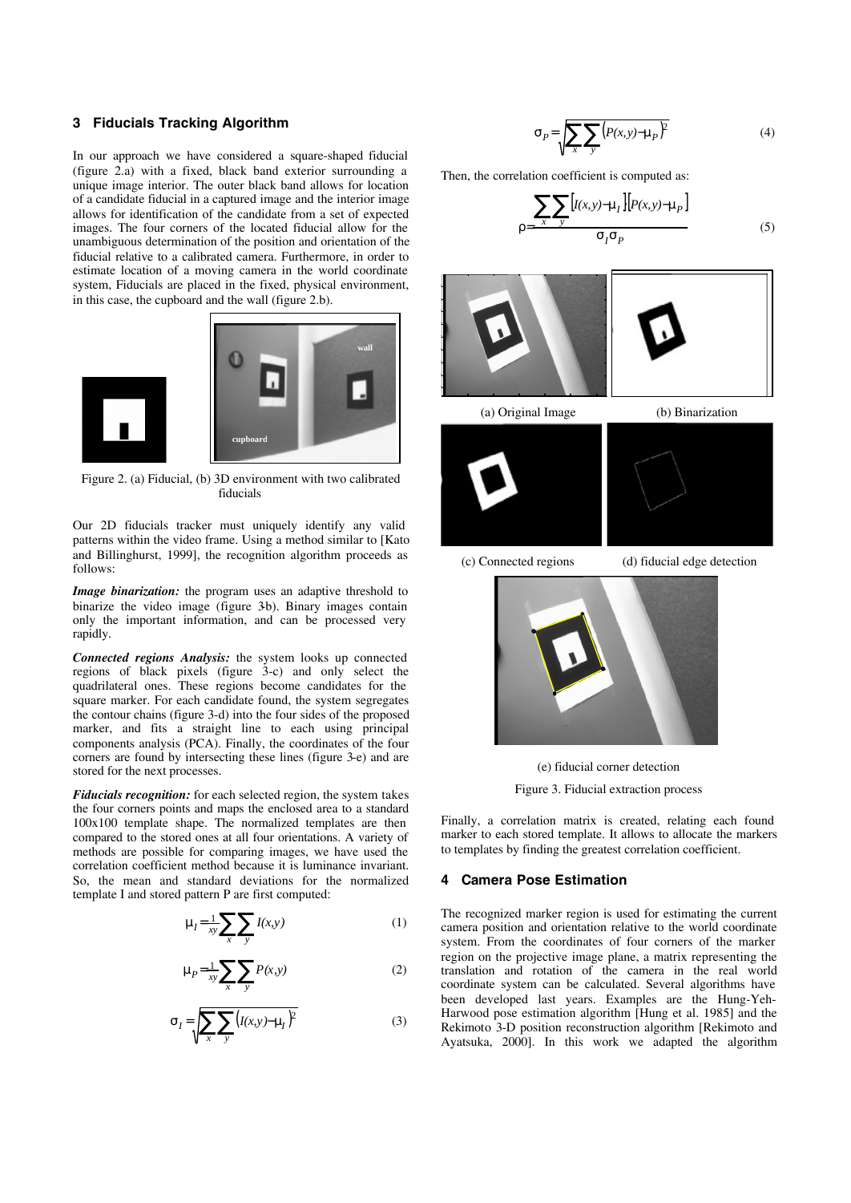## 3 Fiducials Tracking Algorithm

In our approach we have considered a square-shaped fiducial (figure 2.a) with a fixed, black band exterior surrounding a unique image interior. The outer black band allows for location of a candidate fiducial in a captured image and the interior image allows for identification of the candidate from a set of expected images. The four corners of the located fiducial allow for the unambiguous determination of the position and orientation of the fiducial relative to a calibrated camera. Furthermore, in order to estimate location of a moving camera in the world coordinate system, Fiducials are placed in the fixed, physical environment, in this case, the cupboard and the wall (figure 2.b).

Figure 2. (a) Fiducial, (b) 3D environment with two calibrated fiducials

Our 2D fiducials tracker must uniquely identify any valid patterns within the video frame. Using a method similar to [Kato and Billinghurst, 1999], the recognition algorithm proceeds as follows:

***Image binarization:*** the program uses an adaptive threshold to binarize the video image (figure 3-b). Binary images contain only the important information, and can be processed very rapidly.

***Connected regions Analysis:*** the system looks up connected regions of black pixels (figure 3-c) and only select the quadrilateral ones. These regions become candidates for the square marker. For each candidate found, the system segregates the contour chains (figure 3-d) into the four sides of the proposed marker, and fits a straight line to each using principal components analysis (PCA). Finally, the coordinates of the four corners are found by intersecting these lines (figure 3-e) and are stored for the next processes.

***Fiducials recognition:*** for each selected region, the system takes the four corners points and maps the enclosed area to a standard 100x100 template shape. The normalized templates are then compared to the stored ones at all four orientations. A variety of methods are possible for comparing images, we have used the correlation coefficient method because it is luminance invariant. So, the mean and standard deviations for the normalized template I and stored pattern P are first computed:

$$\mu_I = \frac{1}{xy}\sum_x \sum_y I(x,y) \tag{1}$$

$$\mu_P = \frac{1}{xy}\sum_x \sum_y P(x,y) \tag{2}$$

$$\sigma_I = \sqrt{\sum_x \sum_y \left(I(x,y) - \mu_I\right)^2} \tag{3}$$

$$\sigma_P = \sqrt{\sum_x \sum_y \left(P(x,y) - \mu_P\right)^2} \tag{4}$$

Then, the correlation coefficient is computed as:

$$\rho = \frac{\sum_x \sum_y \left[I(x,y) - \mu_I\right]\left[P(x,y) - \mu_P\right]}{\sigma_I \sigma_P} \tag{5}$$

(a) Original Image (b) Binarization

(c) Connected regions (d) fiducial edge detection

(e) fiducial corner detection

Figure 3. Fiducial extraction process

Finally, a correlation matrix is created, relating each found marker to each stored template. It allows to allocate the markers to templates by finding the greatest correlation coefficient.

## 4 Camera Pose Estimation

The recognized marker region is used for estimating the current camera position and orientation relative to the world coordinate system. From the coordinates of four corners of the marker region on the projective image plane, a matrix representing the translation and rotation of the camera in the real world coordinate system can be calculated. Several algorithms have been developed last years. Examples are the Hung-Yeh-Harwood pose estimation algorithm [Hung et al. 1985] and the Rekimoto 3-D position reconstruction algorithm [Rekimoto and Ayatsuka, 2000]. In this work we adapted the algorithm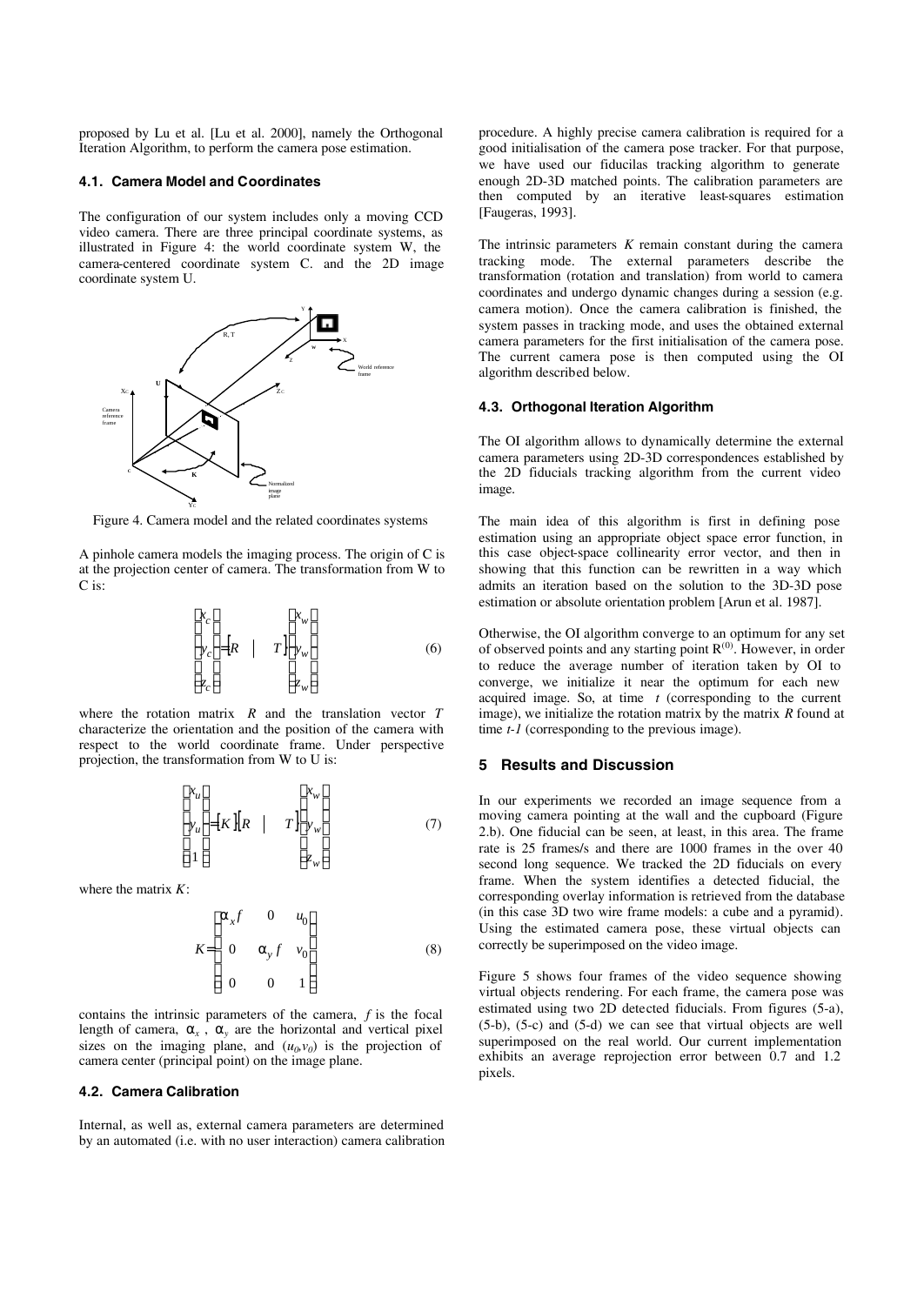proposed by Lu et al. [Lu et al. 2000], namely the Orthogonal Iteration Algorithm, to perform the camera pose estimation.

### 4.1. Camera Model and Coordinates

The configuration of our system includes only a moving CCD video camera. There are three principal coordinate systems, as illustrated in Figure 4: the world coordinate system W, the camera-centered coordinate system C. and the 2D image coordinate system U.

Figure 4. Camera model and the related coordinates systems

A pinhole camera models the imaging process. The origin of C is at the projection center of camera. The transformation from W to C is:

$$\begin{bmatrix} x_c \\ y_c \\ z_c \end{bmatrix} = \begin{bmatrix} R & | & T \end{bmatrix} \begin{bmatrix} x_w \\ y_w \\ z_w \end{bmatrix} \tag{6}$$

where the rotation matrix $R$ and the translation vector $T$ characterize the orientation and the position of the camera with respect to the world coordinate frame. Under perspective projection, the transformation from W to U is:

$$\begin{bmatrix} x_u \\ y_u \\ 1 \end{bmatrix} = \begin{bmatrix} K \end{bmatrix} \begin{bmatrix} R & | & T \end{bmatrix} \begin{bmatrix} x_w \\ y_w \\ z_w \end{bmatrix} \tag{7}$$

where the matrix $K$:

$$K = \begin{bmatrix} \alpha_x f & 0 & u_0 \\ 0 & \alpha_y f & v_0 \\ 0 & 0 & 1 \end{bmatrix} \tag{8}$$

contains the intrinsic parameters of the camera, $f$ is the focal length of camera, $\alpha_x$ , $\alpha_y$ are the horizontal and vertical pixel sizes on the imaging plane, and $(u_0,v_0)$ is the projection of camera center (principal point) on the image plane.

### 4.2. Camera Calibration

Internal, as well as, external camera parameters are determined by an automated (i.e. with no user interaction) camera calibration procedure. A highly precise camera calibration is required for a good initialisation of the camera pose tracker. For that purpose, we have used our fiducilas tracking algorithm to generate enough 2D-3D matched points. The calibration parameters are then computed by an iterative least-squares estimation [Faugeras, 1993].

The intrinsic parameters $K$ remain constant during the camera tracking mode. The external parameters describe the transformation (rotation and translation) from world to camera coordinates and undergo dynamic changes during a session (e.g. camera motion). Once the camera calibration is finished, the system passes in tracking mode, and uses the obtained external camera parameters for the first initialisation of the camera pose. The current camera pose is then computed using the OI algorithm described below.

### 4.3. Orthogonal Iteration Algorithm

The OI algorithm allows to dynamically determine the external camera parameters using 2D-3D correspondences established by the 2D fiducials tracking algorithm from the current video image.

The main idea of this algorithm is first in defining pose estimation using an appropriate object space error function, in this case object-space collinearity error vector, and then in showing that this function can be rewritten in a way which admits an iteration based on the solution to the 3D-3D pose estimation or absolute orientation problem [Arun et al. 1987].

Otherwise, the OI algorithm converge to an optimum for any set of observed points and any starting point $R^{(0)}$. However, in order to reduce the average number of iteration taken by OI to converge, we initialize it near the optimum for each new acquired image. So, at time $t$ (corresponding to the current image), we initialize the rotation matrix by the matrix $R$ found at time $t$-$1$ (corresponding to the previous image).

## 5 Results and Discussion

In our experiments we recorded an image sequence from a moving camera pointing at the wall and the cupboard (Figure 2.b). One fiducial can be seen, at least, in this area. The frame rate is 25 frames/s and there are 1000 frames in the over 40 second long sequence. We tracked the 2D fiducials on every frame. When the system identifies a detected fiducial, the corresponding overlay information is retrieved from the database (in this case 3D two wire frame models: a cube and a pyramid). Using the estimated camera pose, these virtual objects can correctly be superimposed on the video image.

Figure 5 shows four frames of the video sequence showing virtual objects rendering. For each frame, the camera pose was estimated using two 2D detected fiducials. From figures (5-a), (5-b), (5-c) and (5-d) we can see that virtual objects are well superimposed on the real world. Our current implementation exhibits an average reprojection error between 0.7 and 1.2 pixels.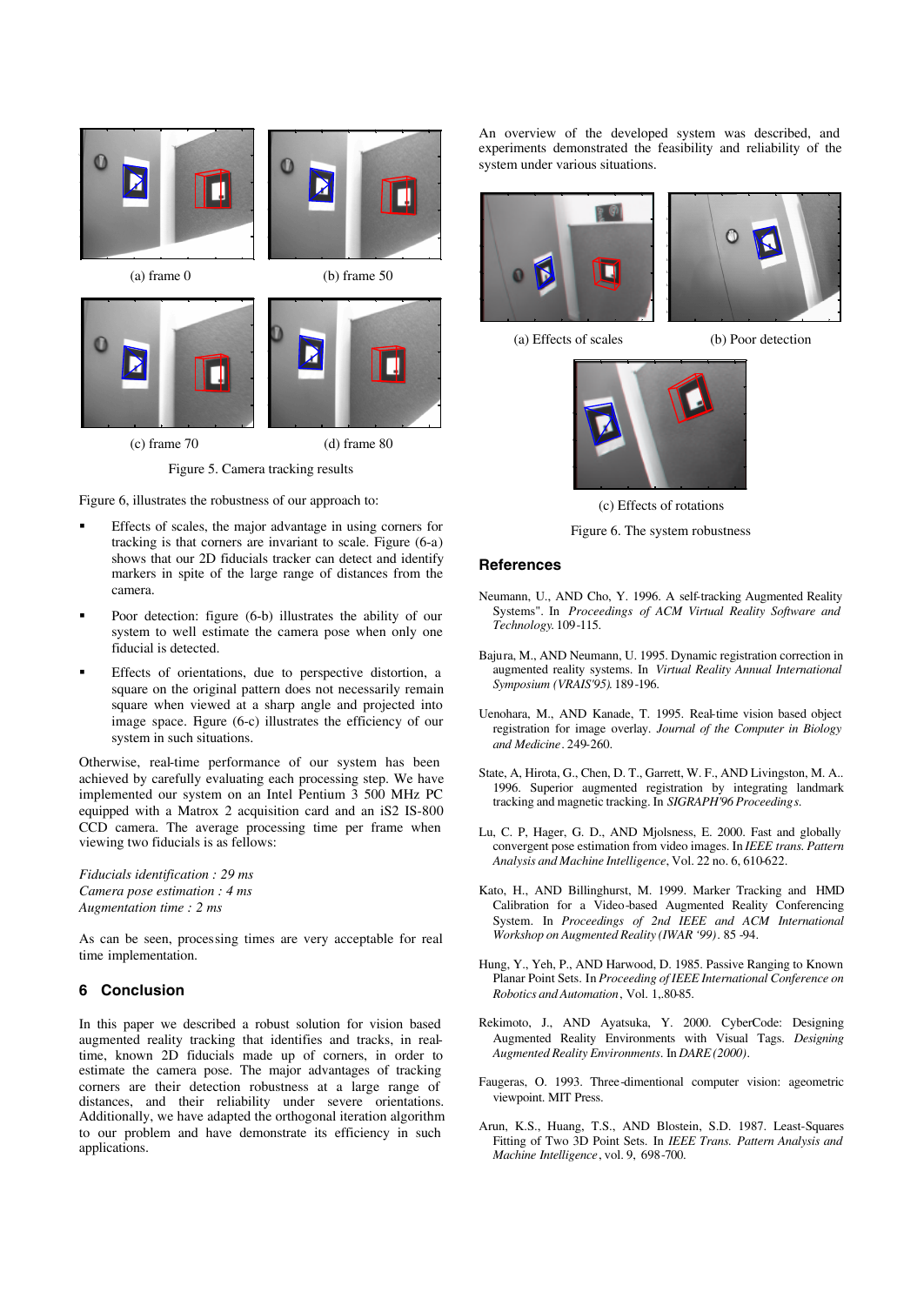(a) frame 0

(b) frame 50

(c) frame 70

(d) frame 80

Figure 5. Camera tracking results

Figure 6, illustrates the robustness of our approach to:

- Effects of scales, the major advantage in using corners for tracking is that corners are invariant to scale. Figure (6-a) shows that our 2D fiducials tracker can detect and identify markers in spite of the large range of distances from the camera.
- Poor detection: figure (6-b) illustrates the ability of our system to well estimate the camera pose when only one fiducial is detected.
- Effects of orientations, due to perspective distortion, a square on the original pattern does not necessarily remain square when viewed at a sharp angle and projected into image space. Figure (6-c) illustrates the efficiency of our system in such situations.

Otherwise, real-time performance of our system has been achieved by carefully evaluating each processing step. We have implemented our system on an Intel Pentium 3 500 MHz PC equipped with a Matrox 2 acquisition card and an iS2 IS-800 CCD camera. The average processing time per frame when viewing two fiducials is as follows:

*Fiducials identification : 29 ms*
*Camera pose estimation : 4 ms*
*Augmentation time : 2 ms*

As can be seen, processing times are very acceptable for real time implementation.

## 6 Conclusion

In this paper we described a robust solution for vision based augmented reality tracking that identifies and tracks, in real-time, known 2D fiducials made up of corners, in order to estimate the camera pose. The major advantages of tracking corners are their detection robustness at a large range of distances, and their reliability under severe orientations. Additionally, we have adapted the orthogonal iteration algorithm to our problem and have demonstrate its efficiency in such applications.

An overview of the developed system was described, and experiments demonstrated the feasibility and reliability of the system under various situations.

(a) Effects of scales

(b) Poor detection

(c) Effects of rotations

Figure 6. The system robustness

## References

Neumann, U., AND Cho, Y. 1996. A self-tracking Augmented Reality Systems". In *Proceedings of ACM Virtual Reality Software and Technology.* 109-115.

Bajura, M., AND Neumann, U. 1995. Dynamic registration correction in augmented reality systems. In *Virtual Reality Annual International Symposium (VRAIS'95).* 189-196.

Uenohara, M., AND Kanade, T. 1995. Real-time vision based object registration for image overlay. *Journal of the Computer in Biology and Medicine*. 249-260.

State, A, Hirota, G., Chen, D. T., Garrett, W. F., AND Livingston, M. A.. 1996. Superior augmented registration by integrating landmark tracking and magnetic tracking. In *SIGRAPH'96 Proceedings.*

Lu, C. P, Hager, G. D., AND Mjolsness, E. 2000. Fast and globally convergent pose estimation from video images. In *IEEE trans. Pattern Analysis and Machine Intelligence*, Vol. 22 no. 6, 610-622.

Kato, H., AND Billinghurst, M. 1999. Marker Tracking and HMD Calibration for a Video-based Augmented Reality Conferencing System. In *Proceedings of 2nd IEEE and ACM International Workshop on Augmented Reality (IWAR '99)*. 85 -94.

Hung, Y., Yeh, P., AND Harwood, D. 1985. Passive Ranging to Known Planar Point Sets. In *Proceeding of IEEE International Conference on Robotics and Automation*, Vol. 1,.80-85.

Rekimoto, J., AND Ayatsuka, Y. 2000. CyberCode: Designing Augmented Reality Environments with Visual Tags. *Designing Augmented Reality Environments.* In *DARE (2000)*.

Faugeras, O. 1993. Three-dimentional computer vision: ageometric viewpoint. MIT Press.

Arun, K.S., Huang, T.S., AND Blostein, S.D. 1987. Least-Squares Fitting of Two 3D Point Sets. In *IEEE Trans. Pattern Analysis and Machine Intelligence*, vol. 9, 698-700.